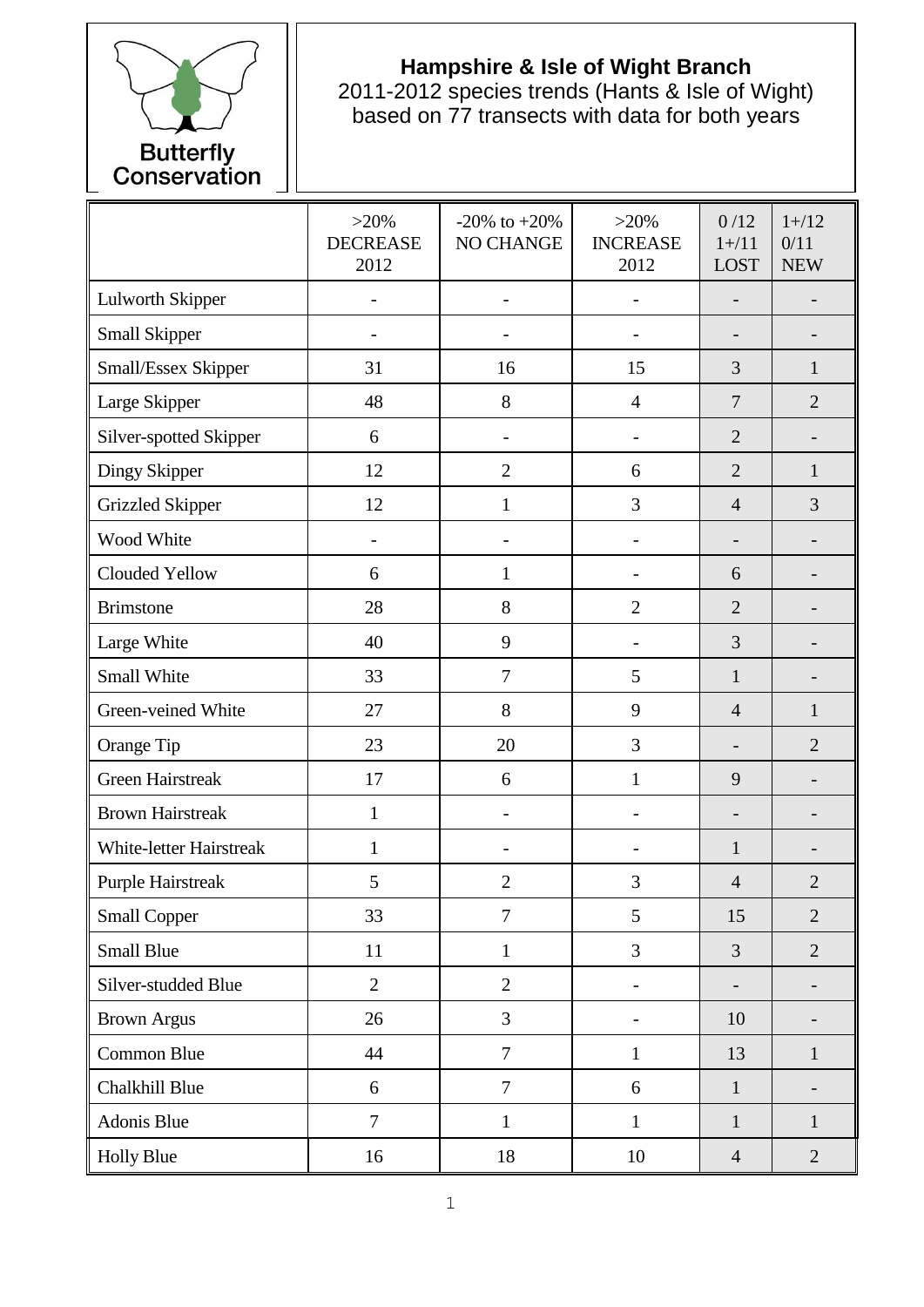Butterfly Conservation

# Hampshire & Isle of Wight Branch

2011-2012 species trends (Hants & Isle of Wight) based on 77 transects with data for both years

| | >20% DECREASE 2012 | -20% to +20% NO CHANGE | >20% INCREASE 2012 | 0 /12 1+/11 LOST | 1+/12 0/11 NEW |
|---|---|---|---|---|---|
| Lulworth Skipper | - | - | - | - | - |
| Small Skipper | - | - | - | - | - |
| Small/Essex Skipper | 31 | 16 | 15 | 3 | 1 |
| Large Skipper | 48 | 8 | 4 | 7 | 2 |
| Silver-spotted Skipper | 6 | - | - | 2 | - |
| Dingy Skipper | 12 | 2 | 6 | 2 | 1 |
| Grizzled Skipper | 12 | 1 | 3 | 4 | 3 |
| Wood White | - | - | - | - | - |
| Clouded Yellow | 6 | 1 | - | 6 | - |
| Brimstone | 28 | 8 | 2 | 2 | - |
| Large White | 40 | 9 | - | 3 | - |
| Small White | 33 | 7 | 5 | 1 | - |
| Green-veined White | 27 | 8 | 9 | 4 | 1 |
| Orange Tip | 23 | 20 | 3 | - | 2 |
| Green Hairstreak | 17 | 6 | 1 | 9 | - |
| Brown Hairstreak | 1 | - | - | - | - |
| White-letter Hairstreak | 1 | - | - | 1 | - |
| Purple Hairstreak | 5 | 2 | 3 | 4 | 2 |
| Small Copper | 33 | 7 | 5 | 15 | 2 |
| Small Blue | 11 | 1 | 3 | 3 | 2 |
| Silver-studded Blue | 2 | 2 | - | - | - |
| Brown Argus | 26 | 3 | - | 10 | - |
| Common Blue | 44 | 7 | 1 | 13 | 1 |
| Chalkhill Blue | 6 | 7 | 6 | 1 | - |
| Adonis Blue | 7 | 1 | 1 | 1 | 1 |
| Holly Blue | 16 | 18 | 10 | 4 | 2 |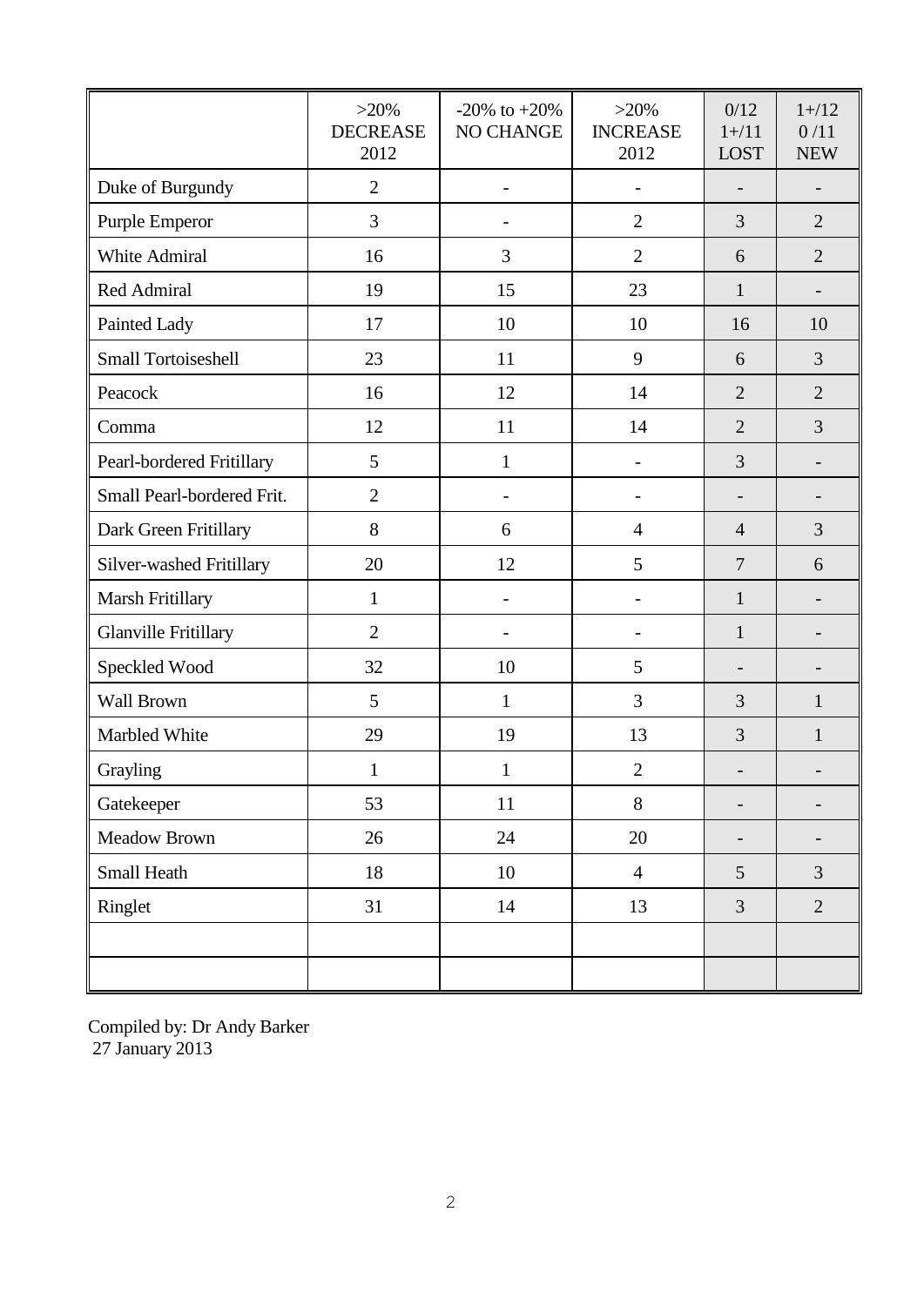| | >20% DECREASE 2012 | -20% to +20% NO CHANGE | >20% INCREASE 2012 | 0/12 1+/11 LOST | 1+/12 0 /11 NEW |
|---|---|---|---|---|---|
| Duke of Burgundy | 2 | - | - | - | - |
| Purple Emperor | 3 | - | 2 | 3 | 2 |
| White Admiral | 16 | 3 | 2 | 6 | 2 |
| Red Admiral | 19 | 15 | 23 | 1 | - |
| Painted Lady | 17 | 10 | 10 | 16 | 10 |
| Small Tortoiseshell | 23 | 11 | 9 | 6 | 3 |
| Peacock | 16 | 12 | 14 | 2 | 2 |
| Comma | 12 | 11 | 14 | 2 | 3 |
| Pearl-bordered Fritillary | 5 | 1 | - | 3 | - |
| Small Pearl-bordered Frit. | 2 | - | - | - | - |
| Dark Green Fritillary | 8 | 6 | 4 | 4 | 3 |
| Silver-washed Fritillary | 20 | 12 | 5 | 7 | 6 |
| Marsh Fritillary | 1 | - | - | 1 | - |
| Glanville Fritillary | 2 | - | - | 1 | - |
| Speckled Wood | 32 | 10 | 5 | - | - |
| Wall Brown | 5 | 1 | 3 | 3 | 1 |
| Marbled White | 29 | 19 | 13 | 3 | 1 |
| Grayling | 1 | 1 | 2 | - | - |
| Gatekeeper | 53 | 11 | 8 | - | - |
| Meadow Brown | 26 | 24 | 20 | - | - |
| Small Heath | 18 | 10 | 4 | 5 | 3 |
| Ringlet | 31 | 14 | 13 | 3 | 2 |
| | | | | | |
| | | | | | |

Compiled by: Dr Andy Barker
27 January 2013